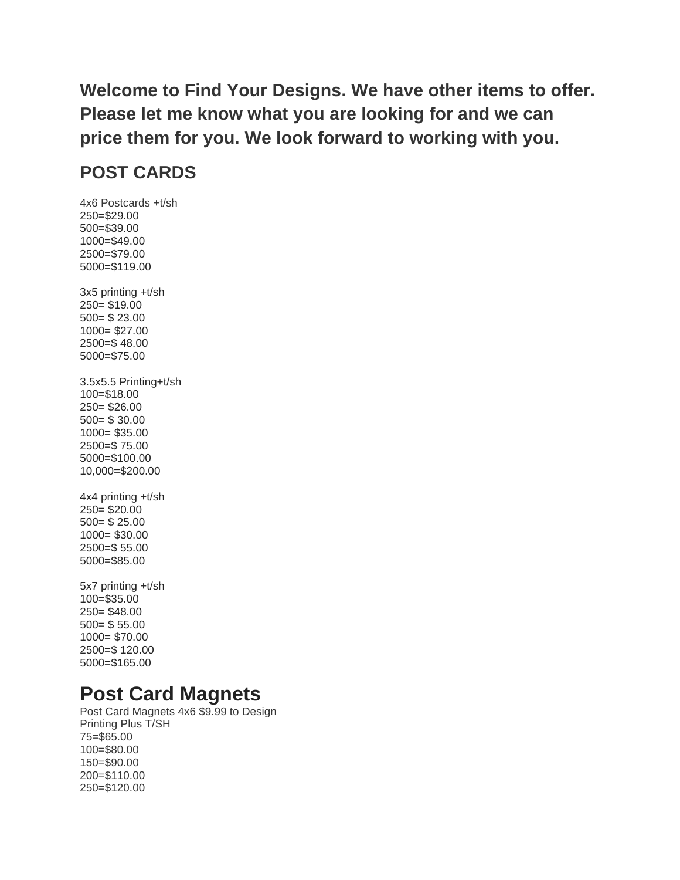**Welcome to Find Your Designs. We have other items to offer. Please let me know what you are looking for and we can price them for you. We look forward to working with you.**

## POST CARDS

4x6 Postcards +t/sh
250=$29.00
500=$39.00
1000=$49.00
2500=$79.00
5000=$119.00

3x5 printing +t/sh
250= $19.00
500= $ 23.00
1000= $27.00
2500=$ 48.00
5000=$75.00

3.5x5.5 Printing+t/sh
100=$18.00
250= $26.00
500= $ 30.00
1000= $35.00
2500=$ 75.00
5000=$100.00
10,000=$200.00

4x4 printing +t/sh
250= $20.00
500= $ 25.00
1000= $30.00
2500=$ 55.00
5000=$85.00

5x7 printing +t/sh
100=$35.00
250= $48.00
500= $ 55.00
1000= $70.00
2500=$ 120.00
5000=$165.00

# Post Card Magnets

Post Card Magnets 4x6 $9.99 to Design
Printing Plus T/SH
75=$65.00
100=$80.00
150=$90.00
200=$110.00
250=$120.00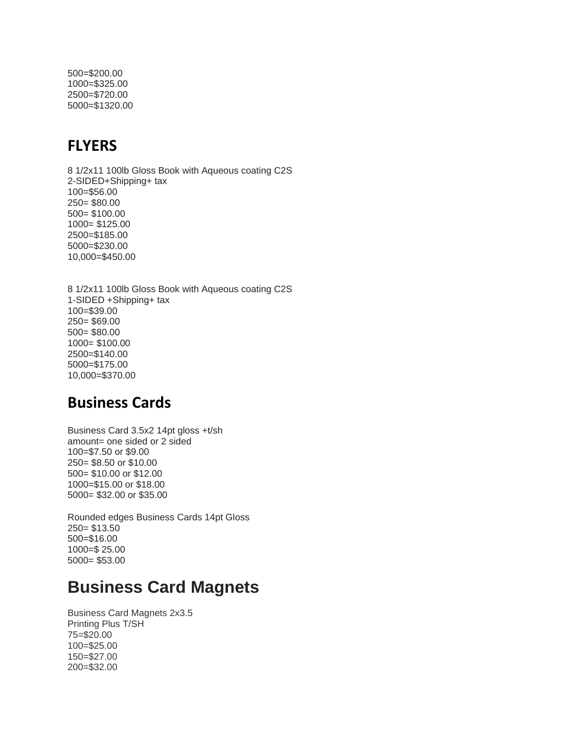500=$200.00
1000=$325.00
2500=$720.00
5000=$1320.00

## FLYERS

8 1/2x11 100lb Gloss Book with Aqueous coating C2S
2-SIDED+Shipping+ tax
100=$56.00
250= $80.00
500= $100.00
1000= $125.00
2500=$185.00
5000=$230.00
10,000=$450.00

8 1/2x11 100lb Gloss Book with Aqueous coating C2S
1-SIDED +Shipping+ tax
100=$39.00
250= $69.00
500= $80.00
1000= $100.00
2500=$140.00
5000=$175.00
10,000=$370.00

## Business Cards

Business Card 3.5x2 14pt gloss +t/sh
amount= one sided or 2 sided
100=$7.50 or $9.00
250= $8.50 or $10.00
500= $10.00 or $12.00
1000=$15.00 or $18.00
5000= $32.00 or $35.00

Rounded edges Business Cards 14pt Gloss
250= $13.50
500=$16.00
1000=$ 25.00
5000= $53.00

# Business Card Magnets

Business Card Magnets 2x3.5
Printing Plus T/SH
75=$20.00
100=$25.00
150=$27.00
200=$32.00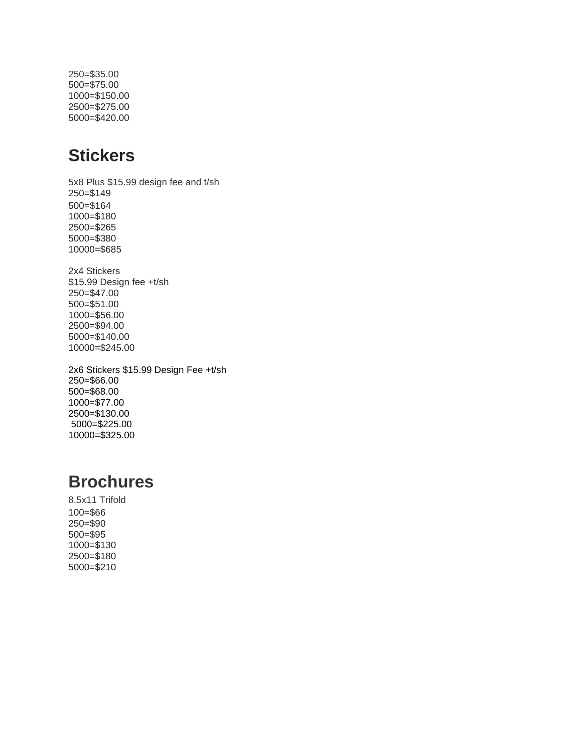250=$35.00
500=$75.00
1000=$150.00
2500=$275.00
5000=$420.00

# Stickers

5x8 Plus $15.99 design fee and t/sh
250=$149
500=$164
1000=$180
2500=$265
5000=$380
10000=$685

2x4 Stickers
$15.99 Design fee +t/sh
250=$47.00
500=$51.00
1000=$56.00
2500=$94.00
5000=$140.00
10000=$245.00

2x6 Stickers $15.99 Design Fee +t/sh
250=$66.00
500=$68.00
1000=$77.00
2500=$130.00
5000=$225.00
10000=$325.00

# Brochures

8.5x11 Trifold
100=$66
250=$90
500=$95
1000=$130
2500=$180
5000=$210